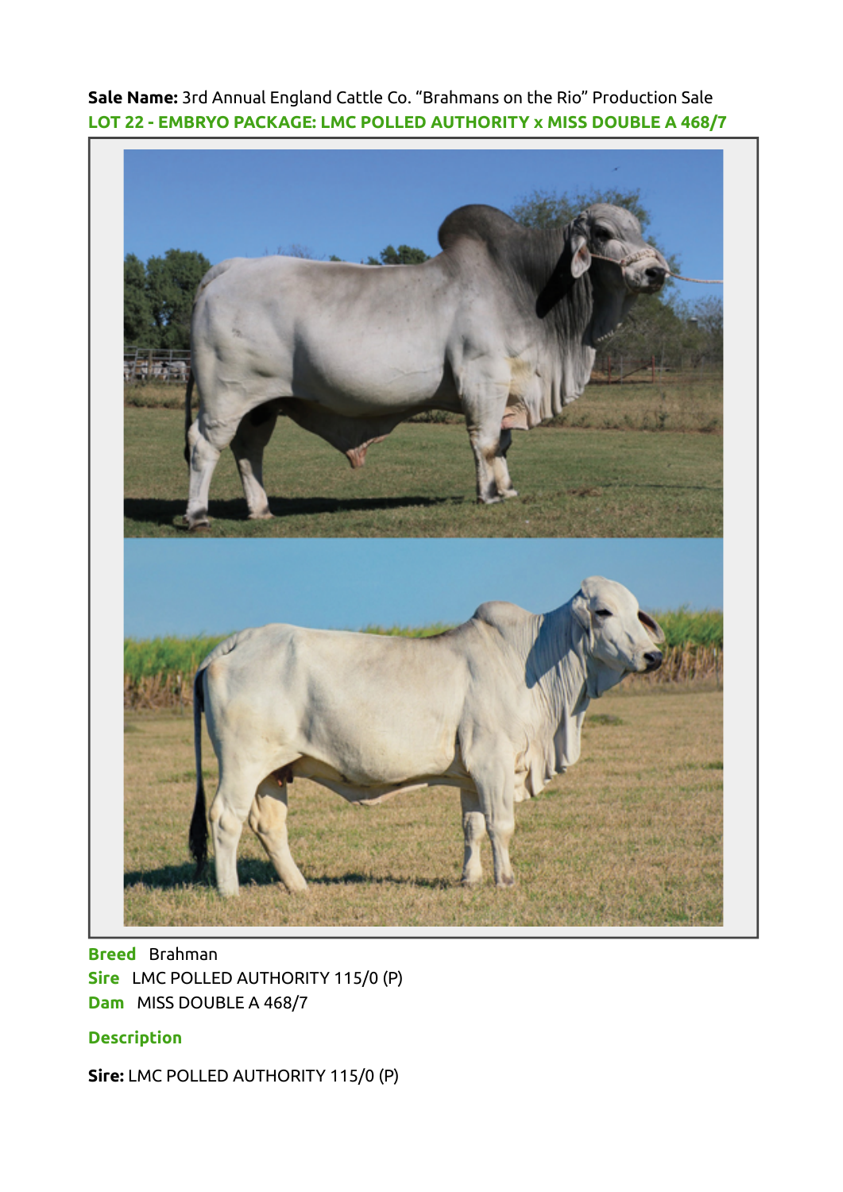**Sale Name:** 3rd Annual England Cattle Co. "Brahmans on the Rio" Production Sale

**LOT 22 - EMBRYO PACKAGE: LMC POLLED AUTHORITY x MISS DOUBLE A 468/7**

**Breed** Brahman

**Sire** LMC POLLED AUTHORITY 115/0 (P)

**Dam** MISS DOUBLE A 468/7

**Description**

**Sire:** LMC POLLED AUTHORITY 115/0 (P)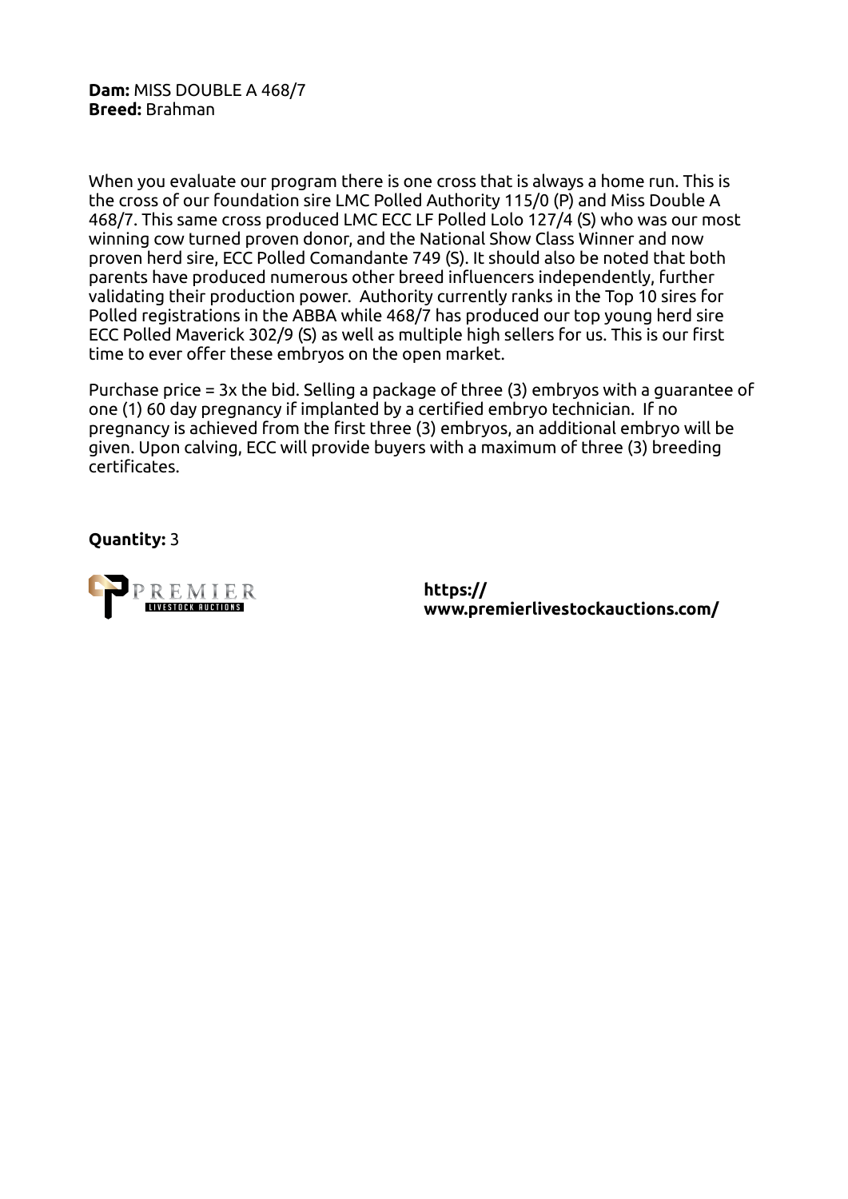**Dam:** MISS DOUBLE A 468/7
**Breed:** Brahman

When you evaluate our program there is one cross that is always a home run. This is the cross of our foundation sire LMC Polled Authority 115/0 (P) and Miss Double A 468/7. This same cross produced LMC ECC LF Polled Lolo 127/4 (S) who was our most winning cow turned proven donor, and the National Show Class Winner and now proven herd sire, ECC Polled Comandante 749 (S). It should also be noted that both parents have produced numerous other breed influencers independently, further validating their production power. Authority currently ranks in the Top 10 sires for Polled registrations in the ABBA while 468/7 has produced our top young herd sire ECC Polled Maverick 302/9 (S) as well as multiple high sellers for us. This is our first time to ever offer these embryos on the open market.

Purchase price = 3x the bid. Selling a package of three (3) embryos with a guarantee of one (1) 60 day pregnancy if implanted by a certified embryo technician. If no pregnancy is achieved from the first three (3) embryos, an additional embryo will be given. Upon calving, ECC will provide buyers with a maximum of three (3) breeding certificates.

**Quantity:** 3

PREMIER LIVESTOCK AUCTIONS

**https://www.premierlivestockauctions.com/**